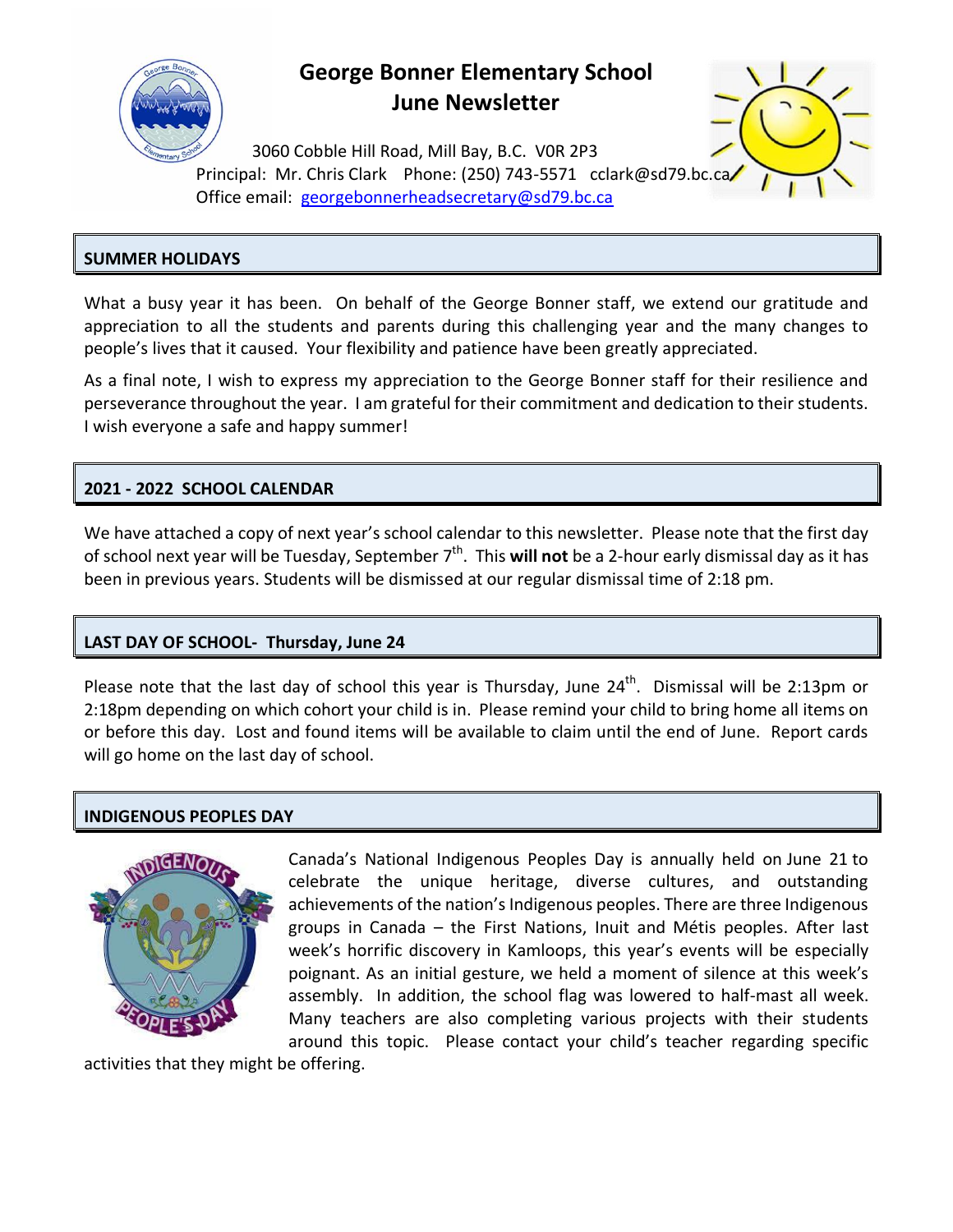# George Bonner Elementary School
## June Newsletter

3060 Cobble Hill Road, Mill Bay, B.C. V0R 2P3
Principal: Mr. Chris Clark Phone: (250) 743-5571 cclark@sd79.bc.ca
Office email: georgebonnerheadsecretary@sd79.bc.ca

## SUMMER HOLIDAYS

What a busy year it has been. On behalf of the George Bonner staff, we extend our gratitude and appreciation to all the students and parents during this challenging year and the many changes to people's lives that it caused. Your flexibility and patience have been greatly appreciated.

As a final note, I wish to express my appreciation to the George Bonner staff for their resilience and perseverance throughout the year. I am grateful for their commitment and dedication to their students. I wish everyone a safe and happy summer!

## 2021 - 2022 SCHOOL CALENDAR

We have attached a copy of next year's school calendar to this newsletter. Please note that the first day of school next year will be Tuesday, September 7th. This **will not** be a 2-hour early dismissal day as it has been in previous years. Students will be dismissed at our regular dismissal time of 2:18 pm.

## LAST DAY OF SCHOOL- Thursday, June 24

Please note that the last day of school this year is Thursday, June 24th. Dismissal will be 2:13pm or 2:18pm depending on which cohort your child is in. Please remind your child to bring home all items on or before this day. Lost and found items will be available to claim until the end of June. Report cards will go home on the last day of school.

## INDIGENOUS PEOPLES DAY

Canada's National Indigenous Peoples Day is annually held on June 21 to celebrate the unique heritage, diverse cultures, and outstanding achievements of the nation's Indigenous peoples. There are three Indigenous groups in Canada – the First Nations, Inuit and Métis peoples. After last week's horrific discovery in Kamloops, this year's events will be especially poignant. As an initial gesture, we held a moment of silence at this week's assembly. In addition, the school flag was lowered to half-mast all week. Many teachers are also completing various projects with their students around this topic. Please contact your child's teacher regarding specific activities that they might be offering.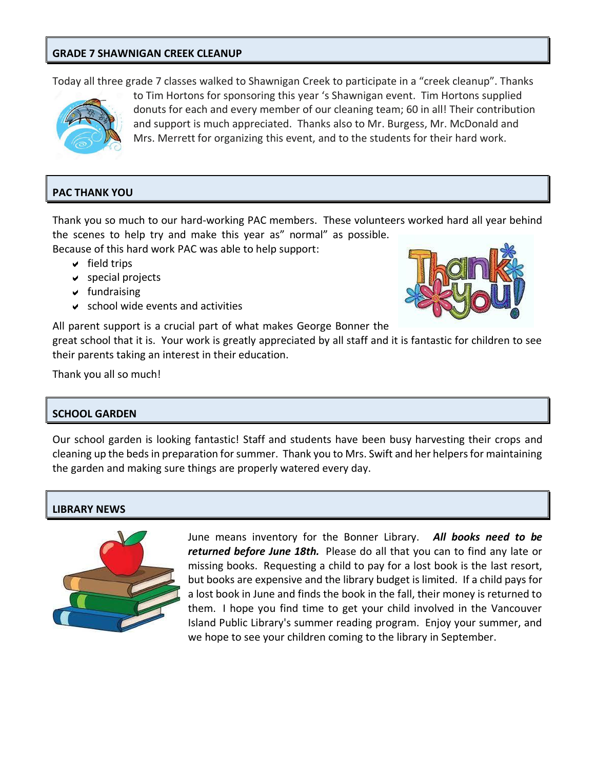## GRADE 7 SHAWNIGAN CREEK CLEANUP

Today all three grade 7 classes walked to Shawnigan Creek to participate in a "creek cleanup". Thanks to Tim Hortons for sponsoring this year 's Shawnigan event. Tim Hortons supplied donuts for each and every member of our cleaning team; 60 in all! Their contribution and support is much appreciated. Thanks also to Mr. Burgess, Mr. McDonald and Mrs. Merrett for organizing this event, and to the students for their hard work.

## PAC THANK YOU

Thank you so much to our hard-working PAC members. These volunteers worked hard all year behind the scenes to help try and make this year as" normal" as possible.
Because of this hard work PAC was able to help support:

- field trips
- special projects
- fundraising
- school wide events and activities

All parent support is a crucial part of what makes George Bonner the great school that it is. Your work is greatly appreciated by all staff and it is fantastic for children to see their parents taking an interest in their education.

Thank you all so much!

## SCHOOL GARDEN

Our school garden is looking fantastic! Staff and students have been busy harvesting their crops and cleaning up the beds in preparation for summer. Thank you to Mrs. Swift and her helpers for maintaining the garden and making sure things are properly watered every day.

## LIBRARY NEWS

June means inventory for the Bonner Library. ***All books need to be returned before June 18th.*** Please do all that you can to find any late or missing books. Requesting a child to pay for a lost book is the last resort, but books are expensive and the library budget is limited. If a child pays for a lost book in June and finds the book in the fall, their money is returned to them. I hope you find time to get your child involved in the Vancouver Island Public Library's summer reading program. Enjoy your summer, and we hope to see your children coming to the library in September.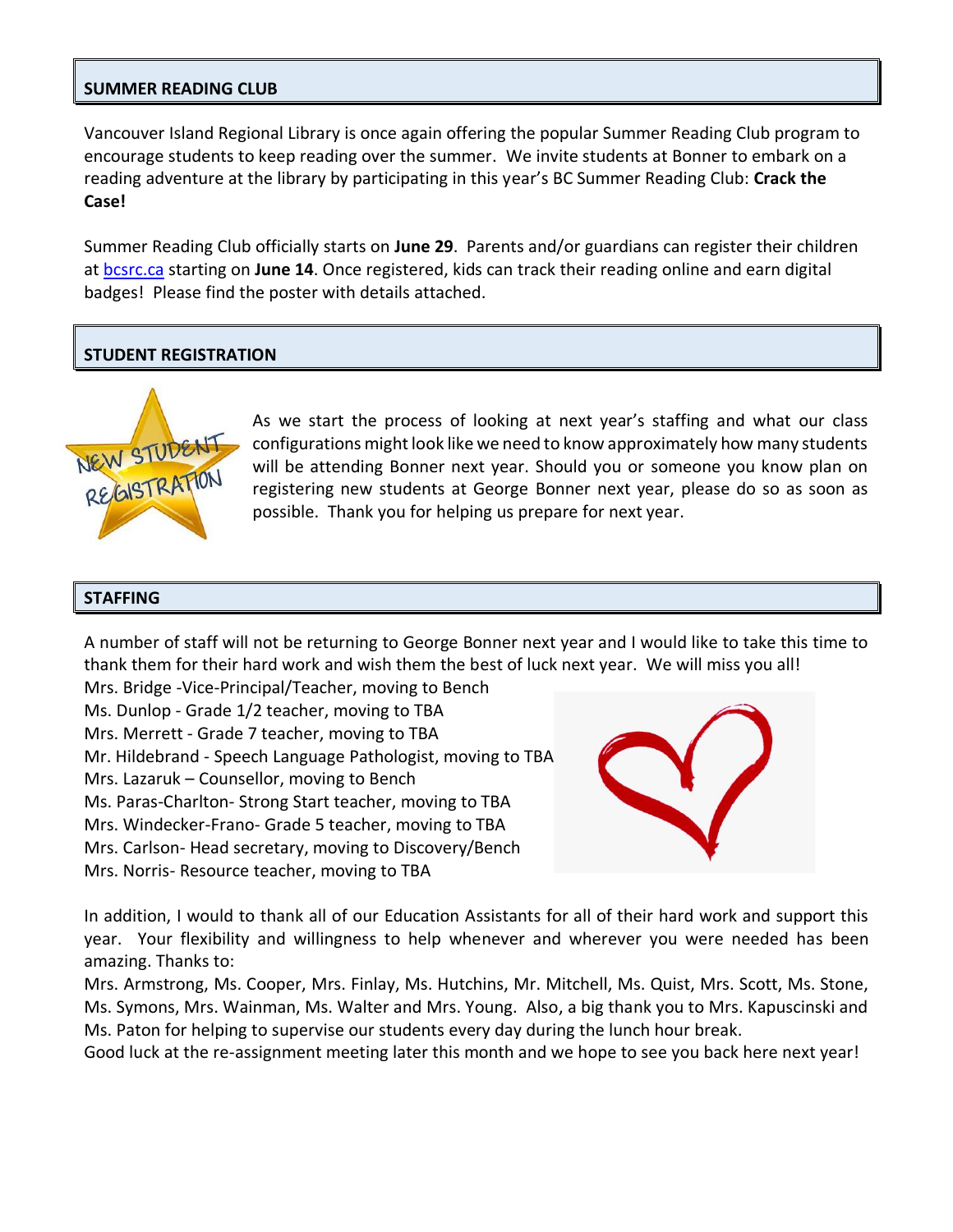## SUMMER READING CLUB

Vancouver Island Regional Library is once again offering the popular Summer Reading Club program to encourage students to keep reading over the summer. We invite students at Bonner to embark on a reading adventure at the library by participating in this year's BC Summer Reading Club: **Crack the Case!**

Summer Reading Club officially starts on **June 29**. Parents and/or guardians can register their children at [bcsrc.ca](bcsrc.ca) starting on **June 14**. Once registered, kids can track their reading online and earn digital badges! Please find the poster with details attached.

## STUDENT REGISTRATION

As we start the process of looking at next year's staffing and what our class configurations might look like we need to know approximately how many students will be attending Bonner next year. Should you or someone you know plan on registering new students at George Bonner next year, please do so as soon as possible. Thank you for helping us prepare for next year.

## STAFFING

A number of staff will not be returning to George Bonner next year and I would like to take this time to thank them for their hard work and wish them the best of luck next year. We will miss you all!

Mrs. Bridge -Vice-Principal/Teacher, moving to Bench
Ms. Dunlop - Grade 1/2 teacher, moving to TBA
Mrs. Merrett - Grade 7 teacher, moving to TBA
Mr. Hildebrand - Speech Language Pathologist, moving to TBA
Mrs. Lazaruk – Counsellor, moving to Bench
Ms. Paras-Charlton- Strong Start teacher, moving to TBA
Mrs. Windecker-Frano- Grade 5 teacher, moving to TBA
Mrs. Carlson- Head secretary, moving to Discovery/Bench
Mrs. Norris- Resource teacher, moving to TBA

In addition, I would to thank all of our Education Assistants for all of their hard work and support this year. Your flexibility and willingness to help whenever and wherever you were needed has been amazing. Thanks to:

Mrs. Armstrong, Ms. Cooper, Mrs. Finlay, Ms. Hutchins, Mr. Mitchell, Ms. Quist, Mrs. Scott, Ms. Stone, Ms. Symons, Mrs. Wainman, Ms. Walter and Mrs. Young. Also, a big thank you to Mrs. Kapuscinski and Ms. Paton for helping to supervise our students every day during the lunch hour break.

Good luck at the re-assignment meeting later this month and we hope to see you back here next year!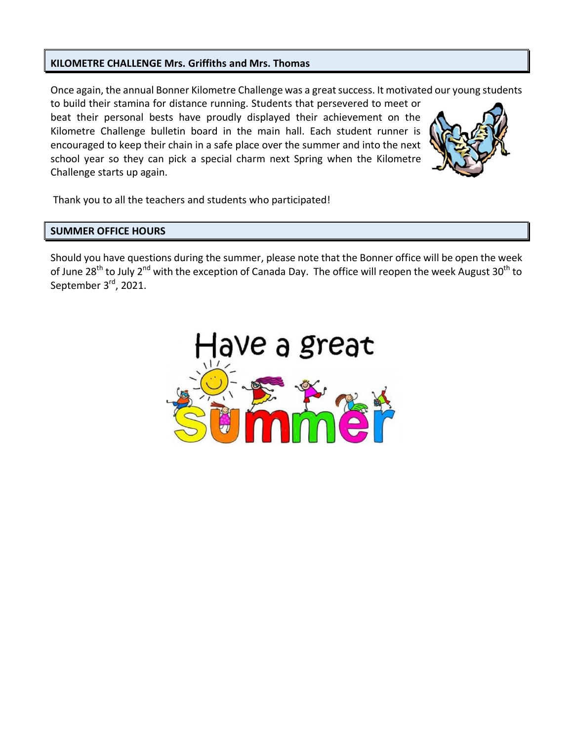## KILOMETRE CHALLENGE Mrs. Griffiths and Mrs. Thomas

Once again, the annual Bonner Kilometre Challenge was a great success. It motivated our young students to build their stamina for distance running. Students that persevered to meet or beat their personal bests have proudly displayed their achievement on the Kilometre Challenge bulletin board in the main hall. Each student runner is encouraged to keep their chain in a safe place over the summer and into the next school year so they can pick a special charm next Spring when the Kilometre Challenge starts up again.

Thank you to all the teachers and students who participated!

## SUMMER OFFICE HOURS

Should you have questions during the summer, please note that the Bonner office will be open the week of June 28th to July 2nd with the exception of Canada Day. The office will reopen the week August 30th to September 3rd, 2021.

Have a great summer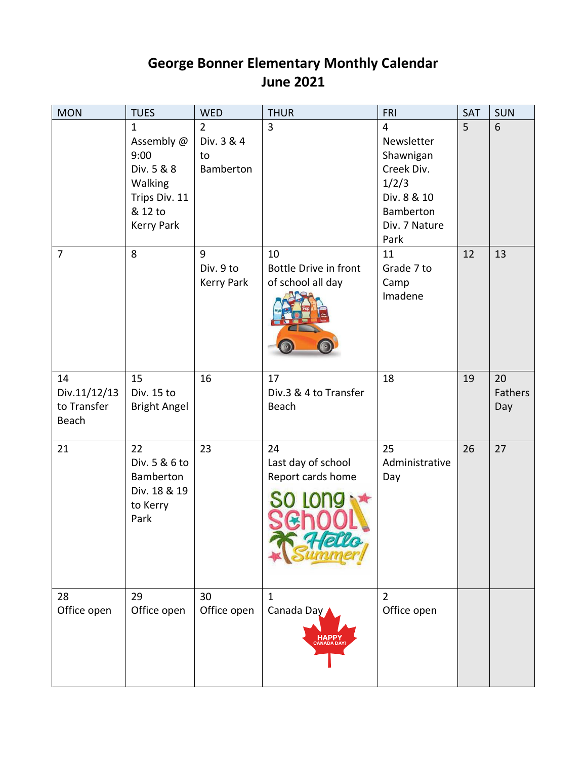# George Bonner Elementary Monthly Calendar
# June 2021

| MON | TUES | WED | THUR | FRI | SAT | SUN |
|---|---|---|---|---|---|---|
| | 1<br>Assembly @ 9:00<br>Div. 5 & 8 Walking Trips Div. 11 & 12 to Kerry Park | 2<br>Div. 3 & 4 to Bamberton | 3 | 4<br>Newsletter<br>Shawnigan Creek Div. 1/2/3<br>Div. 8 & 10 Bamberton<br>Div. 7 Nature Park | 5 | 6 |
| 7 | 8 | 9<br>Div. 9 to Kerry Park | 10<br>Bottle Drive in front of school all day | 11<br>Grade 7 to Camp Imadene | 12 | 13 |
| 14<br>Div.11/12/13 to Transfer Beach | 15<br>Div. 15 to Bright Angel | 16 | 17<br>Div.3 & 4 to Transfer Beach | 18 | 19 | 20<br>Fathers Day |
| 21 | 22<br>Div. 5 & 6 to Bamberton<br>Div. 18 & 19 to Kerry Park | 23 | 24<br>Last day of school<br>Report cards home<br>So long School Hello Summer! | 25<br>Administrative Day | 26 | 27 |
| 28<br>Office open | 29<br>Office open | 30<br>Office open | 1<br>Canada Day<br>HAPPY CANADA DAY! | 2<br>Office open | | |